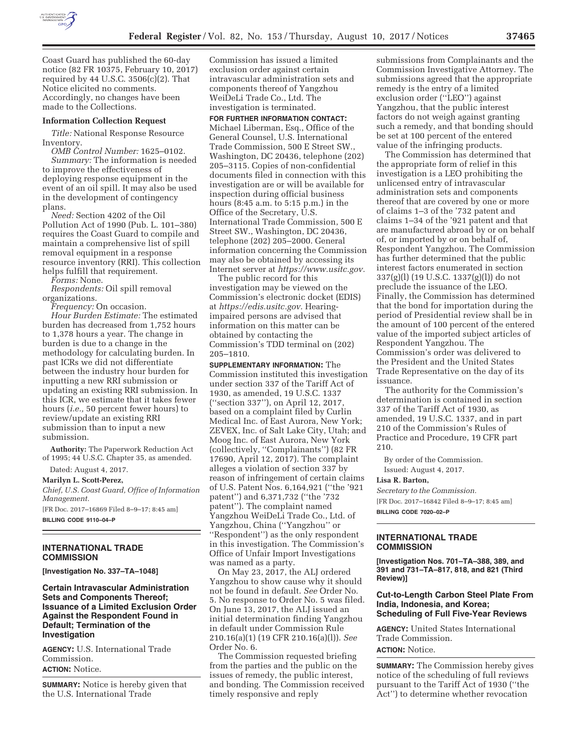Coast Guard has published the 60-day notice (82 FR 10375, February 10, 2017) required by 44 U.S.C. 3506(c)(2). That Notice elicited no comments. Accordingly, no changes have been made to the Collections.

**Information Collection Request**

*Title:* National Response Resource Inventory.

*OMB Control Number:* 1625–0102.

*Summary:* The information is needed to improve the effectiveness of deploying response equipment in the event of an oil spill. It may also be used in the development of contingency plans.

*Need:* Section 4202 of the Oil Pollution Act of 1990 (Pub. L. 101–380) requires the Coast Guard to compile and maintain a comprehensive list of spill removal equipment in a response resource inventory (RRI). This collection helps fulfill that requirement.

*Forms:* None.

*Respondents:* Oil spill removal organizations.

*Frequency:* On occasion.

*Hour Burden Estimate:* The estimated burden has decreased from 1,752 hours to 1,378 hours a year. The change in burden is due to a change in the methodology for calculating burden. In past ICRs we did not differentiate between the industry hour burden for inputting a new RRI submission or updating an existing RRI submission. In this ICR, we estimate that it takes fewer hours (*i.e.,* 50 percent fewer hours) to review/update an existing RRI submission than to input a new submission.

**Authority:** The Paperwork Reduction Act of 1995; 44 U.S.C. Chapter 35, as amended.

Dated: August 4, 2017.

**Marilyn L. Scott-Perez,**

*Chief, U.S. Coast Guard, Office of Information Management.*

[FR Doc. 2017–16869 Filed 8–9–17; 8:45 am]

**BILLING CODE 9110–04–P**

## INTERNATIONAL TRADE COMMISSION

**[Investigation No. 337–TA–1048]**

### Certain Intravascular Administration Sets and Components Thereof; Issuance of a Limited Exclusion Order Against the Respondent Found in Default; Termination of the Investigation

**AGENCY:** U.S. International Trade Commission.

**ACTION:** Notice.

**SUMMARY:** Notice is hereby given that the U.S. International Trade Commission has issued a limited exclusion order against certain intravascular administration sets and components thereof of Yangzhou WeiDeLi Trade Co., Ltd. The investigation is terminated.

**FOR FURTHER INFORMATION CONTACT:** Michael Liberman, Esq., Office of the General Counsel, U.S. International Trade Commission, 500 E Street SW., Washington, DC 20436, telephone (202) 205–3115. Copies of non-confidential documents filed in connection with this investigation are or will be available for inspection during official business hours (8:45 a.m. to 5:15 p.m.) in the Office of the Secretary, U.S. International Trade Commission, 500 E Street SW., Washington, DC 20436, telephone (202) 205–2000. General information concerning the Commission may also be obtained by accessing its Internet server at *https://www.usitc.gov.*

The public record for this investigation may be viewed on the Commission's electronic docket (EDIS) at *https://edis.usitc.gov.* Hearing-impaired persons are advised that information on this matter can be obtained by contacting the Commission's TDD terminal on (202) 205–1810.

**SUPPLEMENTARY INFORMATION:** The Commission instituted this investigation under section 337 of the Tariff Act of 1930, as amended, 19 U.S.C. 1337 (''section 337''), on April 12, 2017, based on a complaint filed by Curlin Medical Inc. of East Aurora, New York; ZEVEX, Inc. of Salt Lake City, Utah; and Moog Inc. of East Aurora, New York (collectively, ''Complainants'') (82 FR 17690, April 12, 2017). The complaint alleges a violation of section 337 by reason of infringement of certain claims of U.S. Patent Nos. 6,164,921 (''the '921 patent'') and 6,371,732 (''the '732 patent''). The complaint named Yangzhou WeiDeLi Trade Co., Ltd. of Yangzhou, China (''Yangzhou'' or ''Respondent'') as the only respondent in this investigation. The Commission's Office of Unfair Import Investigations was named as a party.

On May 23, 2017, the ALJ ordered Yangzhou to show cause why it should not be found in default. *See* Order No. 5. No response to Order No. 5 was filed. On June 13, 2017, the ALJ issued an initial determination finding Yangzhou in default under Commission Rule 210.16(a)(1) (19 CFR 210.16(a)(l)). *See* Order No. 6.

The Commission requested briefing from the parties and the public on the issues of remedy, the public interest, and bonding. The Commission received timely responsive and reply submissions from Complainants and the Commission Investigative Attorney. The submissions agreed that the appropriate remedy is the entry of a limited exclusion order (''LEO'') against Yangzhou, that the public interest factors do not weigh against granting such a remedy, and that bonding should be set at 100 percent of the entered value of the infringing products.

The Commission has determined that the appropriate form of relief in this investigation is a LEO prohibiting the unlicensed entry of intravascular administration sets and components thereof that are covered by one or more of claims 1–3 of the '732 patent and claims 1–34 of the '921 patent and that are manufactured abroad by or on behalf of, or imported by or on behalf of, Respondent Yangzhou. The Commission has further determined that the public interest factors enumerated in section 337(g)(l) (19 U.S.C. 1337(g)(l)) do not preclude the issuance of the LEO. Finally, the Commission has determined that the bond for importation during the period of Presidential review shall be in the amount of 100 percent of the entered value of the imported subject articles of Respondent Yangzhou. The Commission's order was delivered to the President and the United States Trade Representative on the day of its issuance.

The authority for the Commission's determination is contained in section 337 of the Tariff Act of 1930, as amended, 19 U.S.C. 1337, and in part 210 of the Commission's Rules of Practice and Procedure, 19 CFR part 210.

By order of the Commission.

Issued: August 4, 2017.

**Lisa R. Barton,**

*Secretary to the Commission.*

[FR Doc. 2017–16842 Filed 8–9–17; 8:45 am]

**BILLING CODE 7020–02–P**

## INTERNATIONAL TRADE COMMISSION

**[Investigation Nos. 701–TA–388, 389, and 391 and 731–TA–817, 818, and 821 (Third Review)]**

### Cut-to-Length Carbon Steel Plate From India, Indonesia, and Korea; Scheduling of Full Five-Year Reviews

**AGENCY:** United States International Trade Commission.

**ACTION:** Notice.

**SUMMARY:** The Commission hereby gives notice of the scheduling of full reviews pursuant to the Tariff Act of 1930 (''the Act'') to determine whether revocation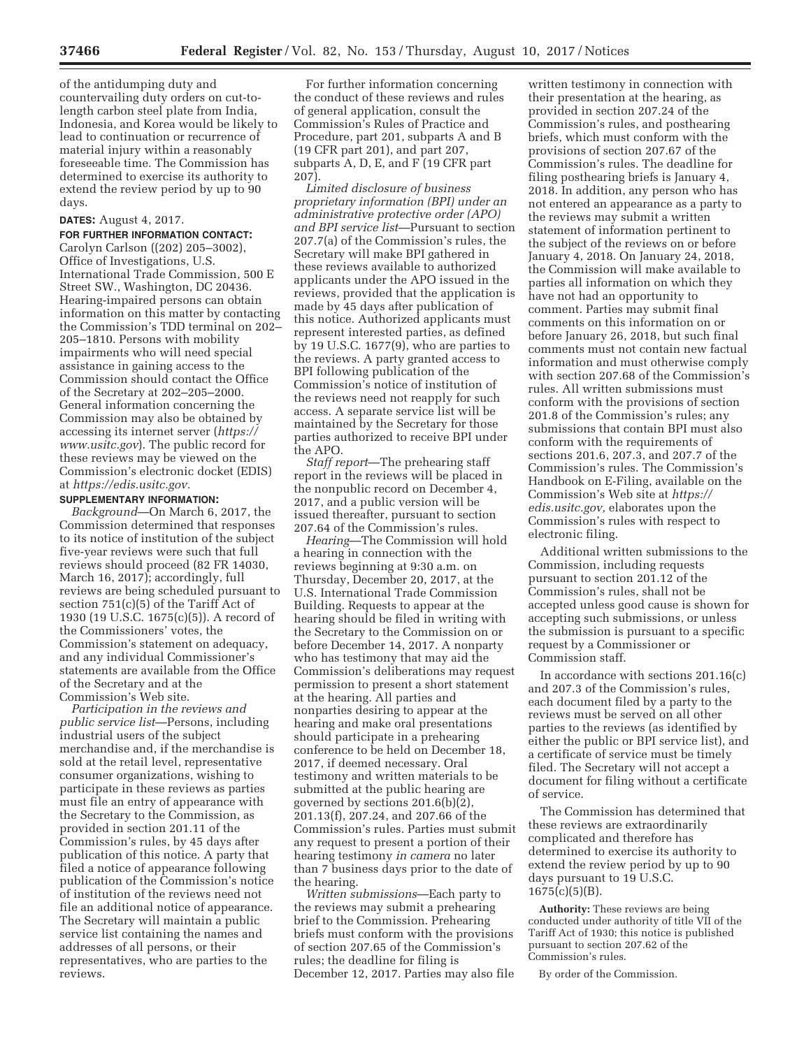of the antidumping duty and countervailing duty orders on cut-to-length carbon steel plate from India, Indonesia, and Korea would be likely to lead to continuation or recurrence of material injury within a reasonably foreseeable time. The Commission has determined to exercise its authority to extend the review period by up to 90 days.

**DATES:** August 4, 2017.

**FOR FURTHER INFORMATION CONTACT:** Carolyn Carlson ((202) 205–3002), Office of Investigations, U.S. International Trade Commission, 500 E Street SW., Washington, DC 20436. Hearing-impaired persons can obtain information on this matter by contacting the Commission's TDD terminal on 202–205–1810. Persons with mobility impairments who will need special assistance in gaining access to the Commission should contact the Office of the Secretary at 202–205–2000. General information concerning the Commission may also be obtained by accessing its internet server (*https://www.usitc.gov*). The public record for these reviews may be viewed on the Commission's electronic docket (EDIS) at *https://edis.usitc.gov.*

**SUPPLEMENTARY INFORMATION:**

*Background*—On March 6, 2017, the Commission determined that responses to its notice of institution of the subject five-year reviews were such that full reviews should proceed (82 FR 14030, March 16, 2017); accordingly, full reviews are being scheduled pursuant to section 751(c)(5) of the Tariff Act of 1930 (19 U.S.C. 1675(c)(5)). A record of the Commissioners' votes, the Commission's statement on adequacy, and any individual Commissioner's statements are available from the Office of the Secretary and at the Commission's Web site.

*Participation in the reviews and public service list*—Persons, including industrial users of the subject merchandise and, if the merchandise is sold at the retail level, representative consumer organizations, wishing to participate in these reviews as parties must file an entry of appearance with the Secretary to the Commission, as provided in section 201.11 of the Commission's rules, by 45 days after publication of this notice. A party that filed a notice of appearance following publication of the Commission's notice of institution of the reviews need not file an additional notice of appearance. The Secretary will maintain a public service list containing the names and addresses of all persons, or their representatives, who are parties to the reviews.

For further information concerning the conduct of these reviews and rules of general application, consult the Commission's Rules of Practice and Procedure, part 201, subparts A and B (19 CFR part 201), and part 207, subparts A, D, E, and F (19 CFR part 207).

*Limited disclosure of business proprietary information (BPI) under an administrative protective order (APO) and BPI service list*—Pursuant to section 207.7(a) of the Commission's rules, the Secretary will make BPI gathered in these reviews available to authorized applicants under the APO issued in the reviews, provided that the application is made by 45 days after publication of this notice. Authorized applicants must represent interested parties, as defined by 19 U.S.C. 1677(9), who are parties to the reviews. A party granted access to BPI following publication of the Commission's notice of institution of the reviews need not reapply for such access. A separate service list will be maintained by the Secretary for those parties authorized to receive BPI under the APO.

*Staff report*—The prehearing staff report in the reviews will be placed in the nonpublic record on December 4, 2017, and a public version will be issued thereafter, pursuant to section 207.64 of the Commission's rules.

*Hearing*—The Commission will hold a hearing in connection with the reviews beginning at 9:30 a.m. on Thursday, December 20, 2017, at the U.S. International Trade Commission Building. Requests to appear at the hearing should be filed in writing with the Secretary to the Commission on or before December 14, 2017. A nonparty who has testimony that may aid the Commission's deliberations may request permission to present a short statement at the hearing. All parties and nonparties desiring to appear at the hearing and make oral presentations should participate in a prehearing conference to be held on December 18, 2017, if deemed necessary. Oral testimony and written materials to be submitted at the public hearing are governed by sections 201.6(b)(2), 201.13(f), 207.24, and 207.66 of the Commission's rules. Parties must submit any request to present a portion of their hearing testimony *in camera* no later than 7 business days prior to the date of the hearing.

*Written submissions*—Each party to the reviews may submit a prehearing brief to the Commission. Prehearing briefs must conform with the provisions of section 207.65 of the Commission's rules; the deadline for filing is December 12, 2017. Parties may also file written testimony in connection with their presentation at the hearing, as provided in section 207.24 of the Commission's rules, and posthearing briefs, which must conform with the provisions of section 207.67 of the Commission's rules. The deadline for filing posthearing briefs is January 4, 2018. In addition, any person who has not entered an appearance as a party to the reviews may submit a written statement of information pertinent to the subject of the reviews on or before January 4, 2018. On January 24, 2018, the Commission will make available to parties all information on which they have not had an opportunity to comment. Parties may submit final comments on this information on or before January 26, 2018, but such final comments must not contain new factual information and must otherwise comply with section 207.68 of the Commission's rules. All written submissions must conform with the provisions of section 201.8 of the Commission's rules; any submissions that contain BPI must also conform with the requirements of sections 201.6, 207.3, and 207.7 of the Commission's rules. The Commission's Handbook on E-Filing, available on the Commission's Web site at *https://edis.usitc.gov,* elaborates upon the Commission's rules with respect to electronic filing.

Additional written submissions to the Commission, including requests pursuant to section 201.12 of the Commission's rules, shall not be accepted unless good cause is shown for accepting such submissions, or unless the submission is pursuant to a specific request by a Commissioner or Commission staff.

In accordance with sections 201.16(c) and 207.3 of the Commission's rules, each document filed by a party to the reviews must be served on all other parties to the reviews (as identified by either the public or BPI service list), and a certificate of service must be timely filed. The Secretary will not accept a document for filing without a certificate of service.

The Commission has determined that these reviews are extraordinarily complicated and therefore has determined to exercise its authority to extend the review period by up to 90 days pursuant to 19 U.S.C. 1675(c)(5)(B).

**Authority:** These reviews are being conducted under authority of title VII of the Tariff Act of 1930; this notice is published pursuant to section 207.62 of the Commission's rules.

By order of the Commission.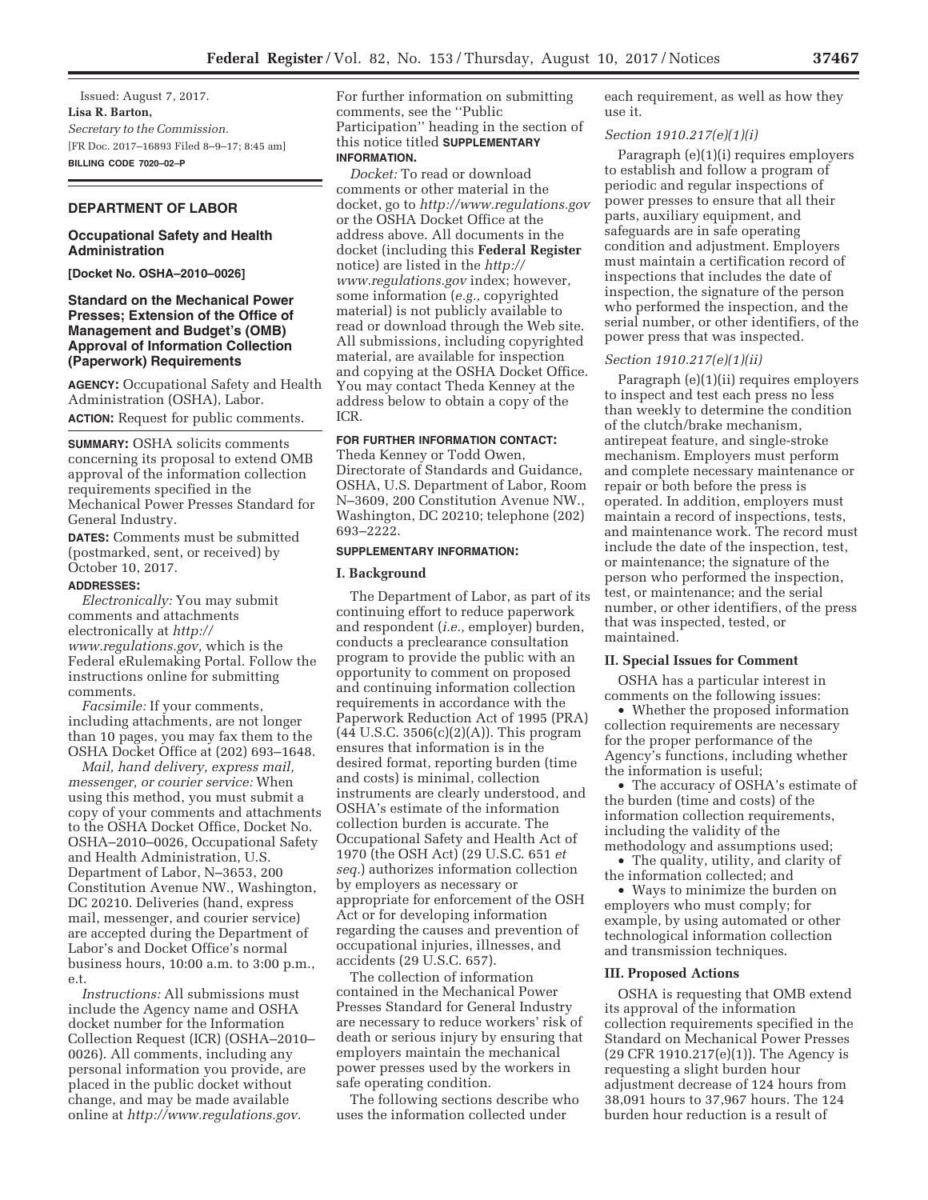Issued: August 7, 2017.

**Lisa R. Barton,**

*Secretary to the Commission.*

[FR Doc. 2017–16893 Filed 8–9–17; 8:45 am]

**BILLING CODE 7020–02–P**

## DEPARTMENT OF LABOR

### Occupational Safety and Health Administration

**[Docket No. OSHA–2010–0026]**

### Standard on the Mechanical Power Presses; Extension of the Office of Management and Budget's (OMB) Approval of Information Collection (Paperwork) Requirements

**AGENCY:** Occupational Safety and Health Administration (OSHA), Labor.

**ACTION:** Request for public comments.

**SUMMARY:** OSHA solicits comments concerning its proposal to extend OMB approval of the information collection requirements specified in the Mechanical Power Presses Standard for General Industry.

**DATES:** Comments must be submitted (postmarked, sent, or received) by October 10, 2017.

**ADDRESSES:**

*Electronically:* You may submit comments and attachments electronically at *http://www.regulations.gov,* which is the Federal eRulemaking Portal. Follow the instructions online for submitting comments.

*Facsimile:* If your comments, including attachments, are not longer than 10 pages, you may fax them to the OSHA Docket Office at (202) 693–1648.

*Mail, hand delivery, express mail, messenger, or courier service:* When using this method, you must submit a copy of your comments and attachments to the OSHA Docket Office, Docket No. OSHA–2010–0026, Occupational Safety and Health Administration, U.S. Department of Labor, N–3653, 200 Constitution Avenue NW., Washington, DC 20210. Deliveries (hand, express mail, messenger, and courier service) are accepted during the Department of Labor's and Docket Office's normal business hours, 10:00 a.m. to 3:00 p.m., e.t.

*Instructions:* All submissions must include the Agency name and OSHA docket number for the Information Collection Request (ICR) (OSHA–2010–0026). All comments, including any personal information you provide, are placed in the public docket without change, and may be made available online at *http://www.regulations.gov.* For further information on submitting comments, see the ''Public Participation'' heading in the section of this notice titled **SUPPLEMENTARY INFORMATION.**

*Docket:* To read or download comments or other material in the docket, go to *http://www.regulations.gov* or the OSHA Docket Office at the address above. All documents in the docket (including this **Federal Register** notice) are listed in the *http://www.regulations.gov* index; however, some information (*e.g.,* copyrighted material) is not publicly available to read or download through the Web site. All submissions, including copyrighted material, are available for inspection and copying at the OSHA Docket Office. You may contact Theda Kenney at the address below to obtain a copy of the ICR.

**FOR FURTHER INFORMATION CONTACT:** Theda Kenney or Todd Owen, Directorate of Standards and Guidance, OSHA, U.S. Department of Labor, Room N–3609, 200 Constitution Avenue NW., Washington, DC 20210; telephone (202) 693–2222.

**SUPPLEMENTARY INFORMATION:**

#### I. Background

The Department of Labor, as part of its continuing effort to reduce paperwork and respondent (*i.e.,* employer) burden, conducts a preclearance consultation program to provide the public with an opportunity to comment on proposed and continuing information collection requirements in accordance with the Paperwork Reduction Act of 1995 (PRA) (44 U.S.C. 3506(c)(2)(A)). This program ensures that information is in the desired format, reporting burden (time and costs) is minimal, collection instruments are clearly understood, and OSHA's estimate of the information collection burden is accurate. The Occupational Safety and Health Act of 1970 (the OSH Act) (29 U.S.C. 651 *et seq.*) authorizes information collection by employers as necessary or appropriate for enforcement of the OSH Act or for developing information regarding the causes and prevention of occupational injuries, illnesses, and accidents (29 U.S.C. 657).

The collection of information contained in the Mechanical Power Presses Standard for General Industry are necessary to reduce workers' risk of death or serious injury by ensuring that employers maintain the mechanical power presses used by the workers in safe operating condition.

The following sections describe who uses the information collected under each requirement, as well as how they use it.

*Section 1910.217(e)(1)(i)*

Paragraph (e)(1)(i) requires employers to establish and follow a program of periodic and regular inspections of power presses to ensure that all their parts, auxiliary equipment, and safeguards are in safe operating condition and adjustment. Employers must maintain a certification record of inspections that includes the date of inspection, the signature of the person who performed the inspection, and the serial number, or other identifiers, of the power press that was inspected.

*Section 1910.217(e)(1)(ii)*

Paragraph (e)(1)(ii) requires employers to inspect and test each press no less than weekly to determine the condition of the clutch/brake mechanism, antirepeat feature, and single-stroke mechanism. Employers must perform and complete necessary maintenance or repair or both before the press is operated. In addition, employers must maintain a record of inspections, tests, and maintenance work. The record must include the date of the inspection, test, or maintenance; the signature of the person who performed the inspection, test, or maintenance; and the serial number, or other identifiers, of the press that was inspected, tested, or maintained.

#### II. Special Issues for Comment

OSHA has a particular interest in comments on the following issues:

- Whether the proposed information collection requirements are necessary for the proper performance of the Agency's functions, including whether the information is useful;
- The accuracy of OSHA's estimate of the burden (time and costs) of the information collection requirements, including the validity of the methodology and assumptions used;
- The quality, utility, and clarity of the information collected; and
- Ways to minimize the burden on employers who must comply; for example, by using automated or other technological information collection and transmission techniques.

#### III. Proposed Actions

OSHA is requesting that OMB extend its approval of the information collection requirements specified in the Standard on Mechanical Power Presses (29 CFR 1910.217(e)(1)). The Agency is requesting a slight burden hour adjustment decrease of 124 hours from 38,091 hours to 37,967 hours. The 124 burden hour reduction is a result of